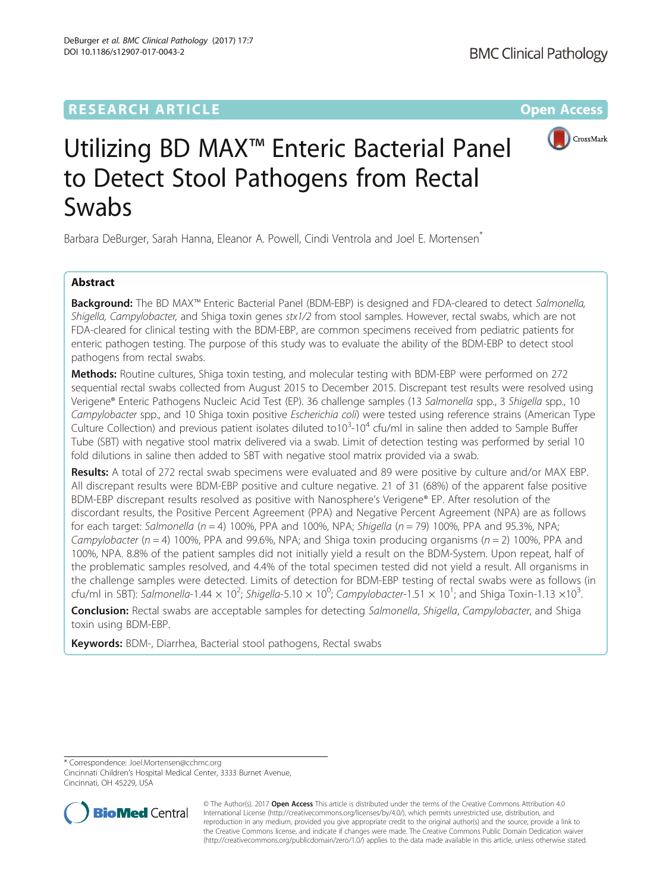RESEARCH ARTICLE

Open Access

# Utilizing BD MAX™ Enteric Bacterial Panel to Detect Stool Pathogens from Rectal Swabs

Barbara DeBurger, Sarah Hanna, Eleanor A. Powell, Cindi Ventrola and Joel E. Mortensen*

## Abstract

**Background:** The BD MAX™ Enteric Bacterial Panel (BDM-EBP) is designed and FDA-cleared to detect *Salmonella, Shigella, Campylobacter,* and Shiga toxin genes *stx1/2* from stool samples. However, rectal swabs, which are not FDA-cleared for clinical testing with the BDM-EBP, are common specimens received from pediatric patients for enteric pathogen testing. The purpose of this study was to evaluate the ability of the BDM-EBP to detect stool pathogens from rectal swabs.

**Methods:** Routine cultures, Shiga toxin testing, and molecular testing with BDM-EBP were performed on 272 sequential rectal swabs collected from August 2015 to December 2015. Discrepant test results were resolved using Verigene® Enteric Pathogens Nucleic Acid Test (EP). 36 challenge samples (13 *Salmonella* spp., 3 *Shigella* spp., 10 *Campylobacter* spp., and 10 Shiga toxin positive *Escherichia coli*) were tested using reference strains (American Type Culture Collection) and previous patient isolates diluted to$10^3$-$10^4$ cfu/ml in saline then added to Sample Buffer Tube (SBT) with negative stool matrix delivered via a swab. Limit of detection testing was performed by serial 10 fold dilutions in saline then added to SBT with negative stool matrix provided via a swab.

**Results:** A total of 272 rectal swab specimens were evaluated and 89 were positive by culture and/or MAX EBP. All discrepant results were BDM-EBP positive and culture negative. 21 of 31 (68%) of the apparent false positive BDM-EBP discrepant results resolved as positive with Nanosphere's Verigene® EP. After resolution of the discordant results, the Positive Percent Agreement (PPA) and Negative Percent Agreement (NPA) are as follows for each target: *Salmonella* ($n = 4$) 100%, PPA and 100%, NPA; *Shigella* ($n = 79$) 100%, PPA and 95.3%, NPA; *Campylobacter* ($n = 4$) 100%, PPA and 99.6%, NPA; and Shiga toxin producing organisms ($n = 2$) 100%, PPA and 100%, NPA. 8.8% of the patient samples did not initially yield a result on the BDM-System. Upon repeat, half of the problematic samples resolved, and 4.4% of the total specimen tested did not yield a result. All organisms in the challenge samples were detected. Limits of detection for BDM-EBP testing of rectal swabs were as follows (in cfu/ml in SBT): *Salmonella*-$1.44 \times 10^2$; *Shigella*-$5.10 \times 10^0$; *Campylobacter*-$1.51 \times 10^1$; and Shiga Toxin-$1.13 \times 10^3$.

**Conclusion:** Rectal swabs are acceptable samples for detecting *Salmonella*, *Shigella*, *Campylobacter*, and Shiga toxin using BDM-EBP.

**Keywords:** BDM-, Diarrhea, Bacterial stool pathogens, Rectal swabs

---

* Correspondence: Joel.Mortensen@cchmc.org
Cincinnati Children's Hospital Medical Center, 3333 Burnet Avenue, Cincinnati, OH 45229, USA

© The Author(s). 2017 **Open Access** This article is distributed under the terms of the Creative Commons Attribution 4.0 International License (http://creativecommons.org/licenses/by/4.0/), which permits unrestricted use, distribution, and reproduction in any medium, provided you give appropriate credit to the original author(s) and the source, provide a link to the Creative Commons license, and indicate if changes were made. The Creative Commons Public Domain Dedication waiver (http://creativecommons.org/publicdomain/zero/1.0/) applies to the data made available in this article, unless otherwise stated.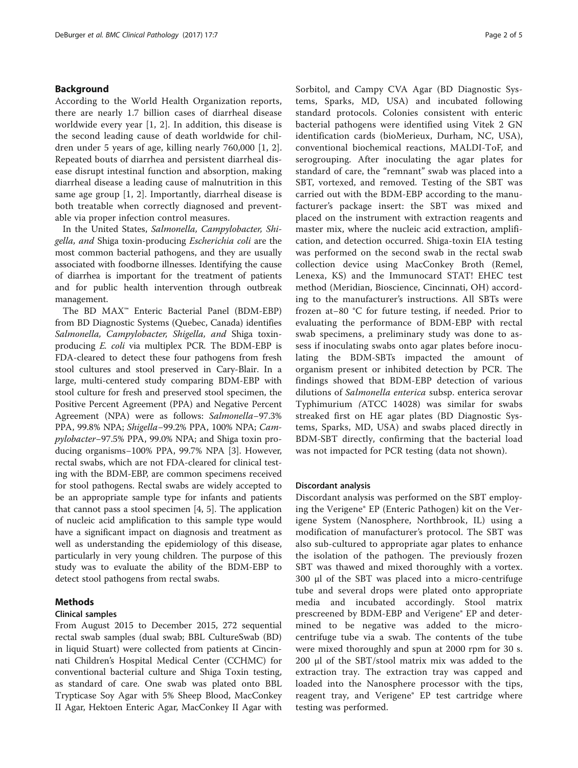## Background

According to the World Health Organization reports, there are nearly 1.7 billion cases of diarrheal disease worldwide every year [1, 2]. In addition, this disease is the second leading cause of death worldwide for children under 5 years of age, killing nearly 760,000 [1, 2]. Repeated bouts of diarrhea and persistent diarrheal disease disrupt intestinal function and absorption, making diarrheal disease a leading cause of malnutrition in this same age group [1, 2]. Importantly, diarrheal disease is both treatable when correctly diagnosed and preventable via proper infection control measures.

In the United States, *Salmonella, Campylobacter, Shigella, and* Shiga toxin-producing *Escherichia coli* are the most common bacterial pathogens, and they are usually associated with foodborne illnesses. Identifying the cause of diarrhea is important for the treatment of patients and for public health intervention through outbreak management.

The BD MAX™ Enteric Bacterial Panel (BDM-EBP) from BD Diagnostic Systems (Quebec, Canada) identifies *Salmonella, Campylobacter, Shigella, and* Shiga toxin-producing *E. coli* via multiplex PCR. The BDM-EBP is FDA-cleared to detect these four pathogens from fresh stool cultures and stool preserved in Cary-Blair. In a large, multi-centered study comparing BDM-EBP with stool culture for fresh and preserved stool specimen, the Positive Percent Agreement (PPA) and Negative Percent Agreement (NPA) were as follows: *Salmonella*–97.3% PPA, 99.8% NPA; *Shigella*–99.2% PPA, 100% NPA; *Campylobacter*–97.5% PPA, 99.0% NPA; and Shiga toxin producing organisms–100% PPA, 99.7% NPA [3]. However, rectal swabs, which are not FDA-cleared for clinical testing with the BDM-EBP, are common specimens received for stool pathogens. Rectal swabs are widely accepted to be an appropriate sample type for infants and patients that cannot pass a stool specimen [4, 5]. The application of nucleic acid amplification to this sample type would have a significant impact on diagnosis and treatment as well as understanding the epidemiology of this disease, particularly in very young children. The purpose of this study was to evaluate the ability of the BDM-EBP to detect stool pathogens from rectal swabs.

## Methods

### Clinical samples

From August 2015 to December 2015, 272 sequential rectal swab samples (dual swab; BBL CultureSwab (BD) in liquid Stuart) were collected from patients at Cincinnati Children's Hospital Medical Center (CCHMC) for conventional bacterial culture and Shiga Toxin testing, as standard of care. One swab was plated onto BBL Trypticase Soy Agar with 5% Sheep Blood, MacConkey II Agar, Hektoen Enteric Agar, MacConkey II Agar with Sorbitol, and Campy CVA Agar (BD Diagnostic Systems, Sparks, MD, USA) and incubated following standard protocols. Colonies consistent with enteric bacterial pathogens were identified using Vitek 2 GN identification cards (bioMerieux, Durham, NC, USA), conventional biochemical reactions, MALDI-ToF, and serogrouping. After inoculating the agar plates for standard of care, the "remnant" swab was placed into a SBT, vortexed, and removed. Testing of the SBT was carried out with the BDM-EBP according to the manufacturer's package insert: the SBT was mixed and placed on the instrument with extraction reagents and master mix, where the nucleic acid extraction, amplification, and detection occurred. Shiga-toxin EIA testing was performed on the second swab in the rectal swab collection device using MacConkey Broth (Remel, Lenexa, KS) and the Immunocard STAT! EHEC test method (Meridian, Bioscience, Cincinnati, OH) according to the manufacturer's instructions. All SBTs were frozen at −80 °C for future testing, if needed. Prior to evaluating the performance of BDM-EBP with rectal swab specimens, a preliminary study was done to assess if inoculating swabs onto agar plates before inoculating the BDM-SBTs impacted the amount of organism present or inhibited detection by PCR. The findings showed that BDM-EBP detection of various dilutions of *Salmonella enterica* subsp. enterica serovar Typhimurium *(*ATCC 14028) was similar for swabs streaked first on HE agar plates (BD Diagnostic Systems, Sparks, MD, USA) and swabs placed directly in BDM-SBT directly, confirming that the bacterial load was not impacted for PCR testing (data not shown).

### Discordant analysis

Discordant analysis was performed on the SBT employing the Verigene® EP (Enteric Pathogen) kit on the Verigene System (Nanosphere, Northbrook, IL) using a modification of manufacturer's protocol. The SBT was also sub-cultured to appropriate agar plates to enhance the isolation of the pathogen. The previously frozen SBT was thawed and mixed thoroughly with a vortex. 300 μl of the SBT was placed into a micro-centrifuge tube and several drops were plated onto appropriate media and incubated accordingly. Stool matrix prescreened by BDM-EBP and Verigene® EP and determined to be negative was added to the micro-centrifuge tube via a swab. The contents of the tube were mixed thoroughly and spun at 2000 rpm for 30 s. 200 μl of the SBT/stool matrix mix was added to the extraction tray. The extraction tray was capped and loaded into the Nanosphere processor with the tips, reagent tray, and Verigene® EP test cartridge where testing was performed.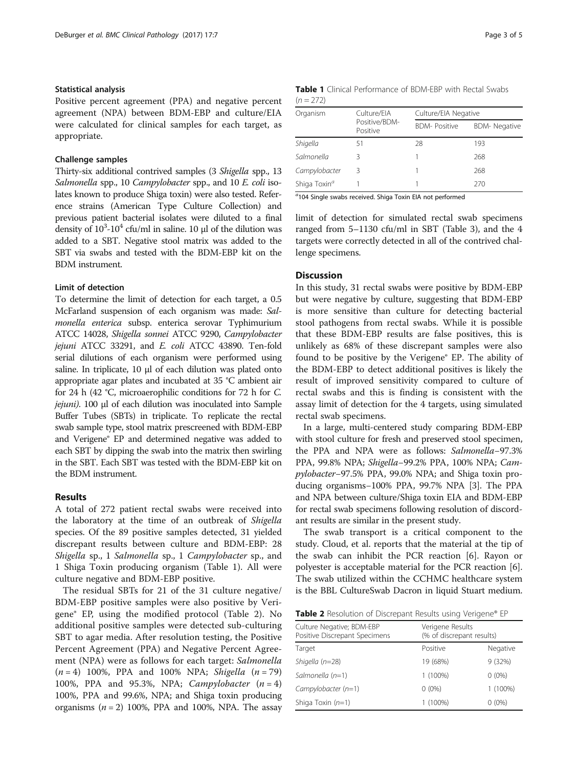### Statistical analysis

Positive percent agreement (PPA) and negative percent agreement (NPA) between BDM-EBP and culture/EIA were calculated for clinical samples for each target, as appropriate.

### Challenge samples

Thirty-six additional contrived samples (3 *Shigella* spp., 13 *Salmonella* spp., 10 *Campylobacter* spp., and 10 *E. coli* isolates known to produce Shiga toxin) were also tested. Reference strains (American Type Culture Collection) and previous patient bacterial isolates were diluted to a final density of $10^3$-$10^4$ cfu/ml in saline. 10 μl of the dilution was added to a SBT. Negative stool matrix was added to the SBT via swabs and tested with the BDM-EBP kit on the BDM instrument.

### Limit of detection

To determine the limit of detection for each target, a 0.5 McFarland suspension of each organism was made: *Salmonella enterica* subsp. enterica serovar Typhimurium ATCC 14028, *Shigella sonnei* ATCC 9290, *Campylobacter jejuni* ATCC 33291, and *E. coli* ATCC 43890. Ten-fold serial dilutions of each organism were performed using saline. In triplicate, 10 μl of each dilution was plated onto appropriate agar plates and incubated at 35 °C ambient air for 24 h (42 °C, microaerophilic conditions for 72 h for *C. jejuni*). 100 μl of each dilution was inoculated into Sample Buffer Tubes (SBTs) in triplicate. To replicate the rectal swab sample type, stool matrix prescreened with BDM-EBP and Verigene® EP and determined negative was added to each SBT by dipping the swab into the matrix then swirling in the SBT. Each SBT was tested with the BDM-EBP kit on the BDM instrument.

## Results

A total of 272 patient rectal swabs were received into the laboratory at the time of an outbreak of *Shigella* species. Of the 89 positive samples detected, 31 yielded discrepant results between culture and BDM-EBP: 28 *Shigella* sp., 1 *Salmonella* sp., 1 *Campylobacter* sp., and 1 Shiga Toxin producing organism (Table 1). All were culture negative and BDM-EBP positive.

The residual SBTs for 21 of the 31 culture negative/ BDM-EBP positive samples were also positive by Verigene® EP, using the modified protocol (Table 2). No additional positive samples were detected sub-culturing SBT to agar media. After resolution testing, the Positive Percent Agreement (PPA) and Negative Percent Agreement (NPA) were as follows for each target: *Salmonella* ($n = 4$) 100%, PPA and 100% NPA; *Shigella* ($n = 79$) 100%, PPA and 95.3%, NPA; *Campylobacter* ($n = 4$) 100%, PPA and 99.6%, NPA; and Shiga toxin producing organisms ($n = 2$) 100%, PPA and 100%, NPA. The assay limit of detection for simulated rectal swab specimens ranged from 5–1130 cfu/ml in SBT (Table 3), and the 4 targets were correctly detected in all of the contrived challenge specimens.

**Table 1** Clinical Performance of BDM-EBP with Rectal Swabs ($n = 272$)

| Organism | Culture/EIA Positive/BDM-Positive | Culture/EIA Negative | |
|---|---|---|---|
| | | BDM- Positive | BDM- Negative |
| *Shigella* | 51 | 28 | 193 |
| *Salmonella* | 3 | 1 | 268 |
| *Campylobacter* | 3 | 1 | 268 |
| Shiga Toxin[a] | 1 | 1 | 270 |

[a]104 Single swabs received. Shiga Toxin EIA not performed

## Discussion

In this study, 31 rectal swabs were positive by BDM-EBP but were negative by culture, suggesting that BDM-EBP is more sensitive than culture for detecting bacterial stool pathogens from rectal swabs. While it is possible that these BDM-EBP results are false positives, this is unlikely as 68% of these discrepant samples were also found to be positive by the Verigene® EP. The ability of the BDM-EBP to detect additional positives is likely the result of improved sensitivity compared to culture of rectal swabs and this is finding is consistent with the assay limit of detection for the 4 targets, using simulated rectal swab specimens.

In a large, multi-centered study comparing BDM-EBP with stool culture for fresh and preserved stool specimen, the PPA and NPA were as follows: *Salmonella*–97.3% PPA, 99.8% NPA; *Shigella*–99.2% PPA, 100% NPA; *Campylobacter*–97.5% PPA, 99.0% NPA; and Shiga toxin producing organisms–100% PPA, 99.7% NPA [3]. The PPA and NPA between culture/Shiga toxin EIA and BDM-EBP for rectal swab specimens following resolution of discordant results are similar in the present study.

The swab transport is a critical component to the study. Cloud, et al. reports that the material at the tip of the swab can inhibit the PCR reaction [6]. Rayon or polyester is acceptable material for the PCR reaction [6]. The swab utilized within the CCHMC healthcare system is the BBL CultureSwab Dacron in liquid Stuart medium.

**Table 2** Resolution of Discrepant Results using Verigene® EP

| Culture Negative; BDM-EBP Positive Discrepant Specimens | Verigene Results (% of discrepant results) | |
|---|---|---|
| Target | Positive | Negative |
| *Shigella* (n=28) | 19 (68%) | 9 (32%) |
| *Salmonella* (n=1) | 1 (100%) | 0 (0%) |
| *Campylobacter* (n=1) | 0 (0%) | 1 (100%) |
| Shiga Toxin (n=1) | 1 (100%) | 0 (0%) |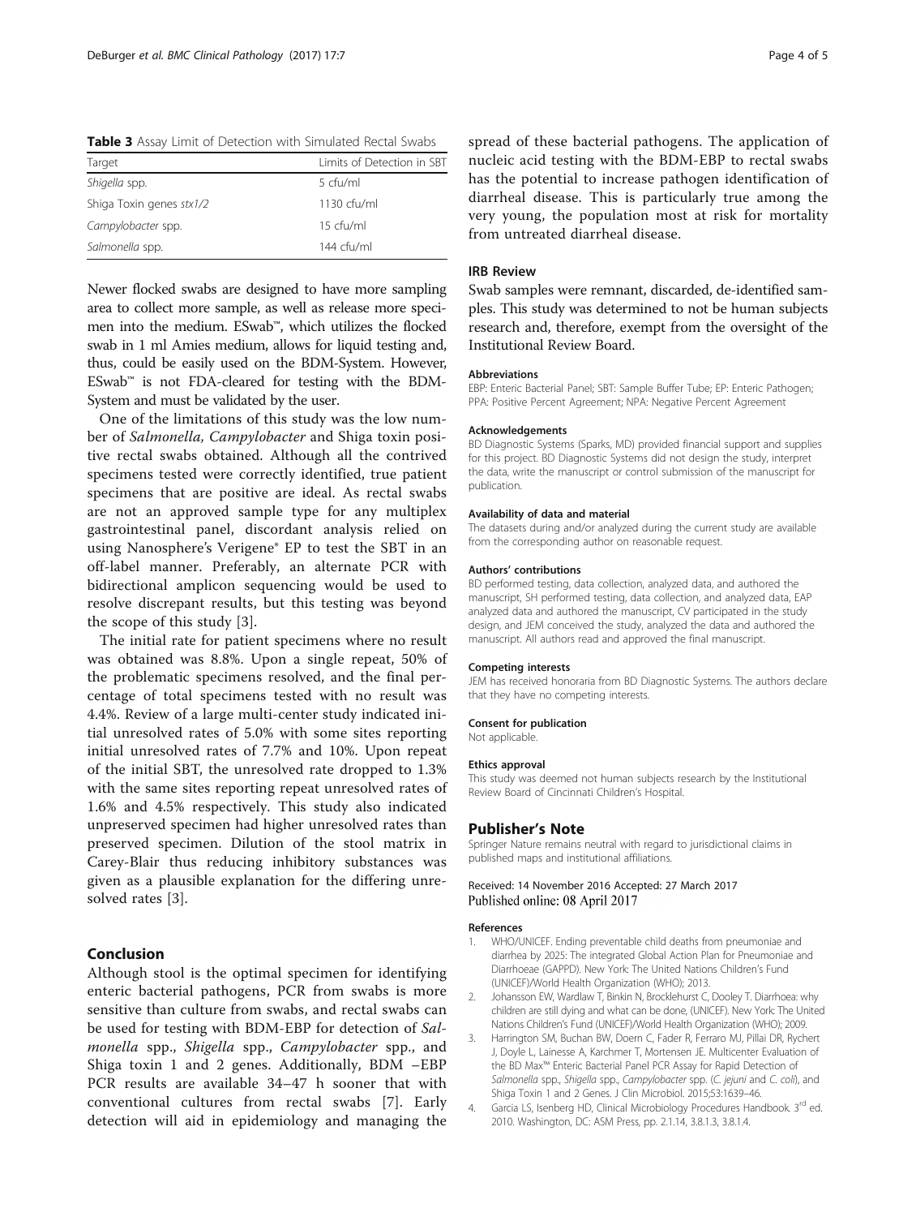**Table 3** Assay Limit of Detection with Simulated Rectal Swabs

| Target | Limits of Detection in SBT |
|---|---|
| *Shigella* spp. | 5 cfu/ml |
| Shiga Toxin genes *stx1/2* | 1130 cfu/ml |
| *Campylobacter* spp. | 15 cfu/ml |
| *Salmonella* spp. | 144 cfu/ml |

Newer flocked swabs are designed to have more sampling area to collect more sample, as well as release more specimen into the medium. ESwab™, which utilizes the flocked swab in 1 ml Amies medium, allows for liquid testing and, thus, could be easily used on the BDM-System. However, ESwab™ is not FDA-cleared for testing with the BDM-System and must be validated by the user.

One of the limitations of this study was the low number of *Salmonella, Campylobacter* and Shiga toxin positive rectal swabs obtained. Although all the contrived specimens tested were correctly identified, true patient specimens that are positive are ideal. As rectal swabs are not an approved sample type for any multiplex gastrointestinal panel, discordant analysis relied on using Nanosphere's Verigene® EP to test the SBT in an off-label manner. Preferably, an alternate PCR with bidirectional amplicon sequencing would be used to resolve discrepant results, but this testing was beyond the scope of this study [3].

The initial rate for patient specimens where no result was obtained was 8.8%. Upon a single repeat, 50% of the problematic specimens resolved, and the final percentage of total specimens tested with no result was 4.4%. Review of a large multi-center study indicated initial unresolved rates of 5.0% with some sites reporting initial unresolved rates of 7.7% and 10%. Upon repeat of the initial SBT, the unresolved rate dropped to 1.3% with the same sites reporting repeat unresolved rates of 1.6% and 4.5% respectively. This study also indicated unpreserved specimen had higher unresolved rates than preserved specimen. Dilution of the stool matrix in Carey-Blair thus reducing inhibitory substances was given as a plausible explanation for the differing unresolved rates [3].

## Conclusion

Although stool is the optimal specimen for identifying enteric bacterial pathogens, PCR from swabs is more sensitive than culture from swabs, and rectal swabs can be used for testing with BDM-EBP for detection of *Salmonella* spp., *Shigella* spp., *Campylobacter* spp., and Shiga toxin 1 and 2 genes. Additionally, BDM –EBP PCR results are available 34–47 h sooner that with conventional cultures from rectal swabs [7]. Early detection will aid in epidemiology and managing the spread of these bacterial pathogens. The application of nucleic acid testing with the BDM-EBP to rectal swabs has the potential to increase pathogen identification of diarrheal disease. This is particularly true among the very young, the population most at risk for mortality from untreated diarrheal disease.

## IRB Review

Swab samples were remnant, discarded, de-identified samples. This study was determined to not be human subjects research and, therefore, exempt from the oversight of the Institutional Review Board.

#### Abbreviations

EBP: Enteric Bacterial Panel; SBT: Sample Buffer Tube; EP: Enteric Pathogen; PPA: Positive Percent Agreement; NPA: Negative Percent Agreement

#### Acknowledgements

BD Diagnostic Systems (Sparks, MD) provided financial support and supplies for this project. BD Diagnostic Systems did not design the study, interpret the data, write the manuscript or control submission of the manuscript for publication.

#### Availability of data and material

The datasets during and/or analyzed during the current study are available from the corresponding author on reasonable request.

#### Authors' contributions

BD performed testing, data collection, analyzed data, and authored the manuscript, SH performed testing, data collection, and analyzed data, EAP analyzed data and authored the manuscript, CV participated in the study design, and JEM conceived the study, analyzed the data and authored the manuscript. All authors read and approved the final manuscript.

#### Competing interests

JEM has received honoraria from BD Diagnostic Systems. The authors declare that they have no competing interests.

#### Consent for publication

Not applicable.

#### Ethics approval

This study was deemed not human subjects research by the Institutional Review Board of Cincinnati Children's Hospital.

## Publisher's Note

Springer Nature remains neutral with regard to jurisdictional claims in published maps and institutional affiliations.

Received: 14 November 2016 Accepted: 27 March 2017
Published online: 08 April 2017

#### References

1. WHO/UNICEF. Ending preventable child deaths from pneumoniae and diarrhea by 2025: The integrated Global Action Plan for Pneumoniae and Diarrhoeae (GAPPD). New York: The United Nations Children's Fund (UNICEF)/World Health Organization (WHO); 2013.
2. Johansson EW, Wardlaw T, Binkin N, Brocklehurst C, Dooley T. Diarrhoea: why children are still dying and what can be done, (UNICEF). New York: The United Nations Children's Fund (UNICEF)/World Health Organization (WHO); 2009.
3. Harrington SM, Buchan BW, Doern C, Fader R, Ferraro MJ, Pillai DR, Rychert J, Doyle L, Lainesse A, Karchmer T, Mortensen JE. Multicenter Evaluation of the BD Max™ Enteric Bacterial Panel PCR Assay for Rapid Detection of *Salmonella* spp., *Shigella* spp., *Campylobacter* spp. (*C. jejuni* and *C. coli*), and Shiga Toxin 1 and 2 Genes. J Clin Microbiol. 2015;53:1639–46.
4. Garcia LS, Isenberg HD, Clinical Microbiology Procedures Handbook. 3rd ed. 2010. Washington, DC: ASM Press, pp. 2.1.14, 3.8.1.3, 3.8.1.4.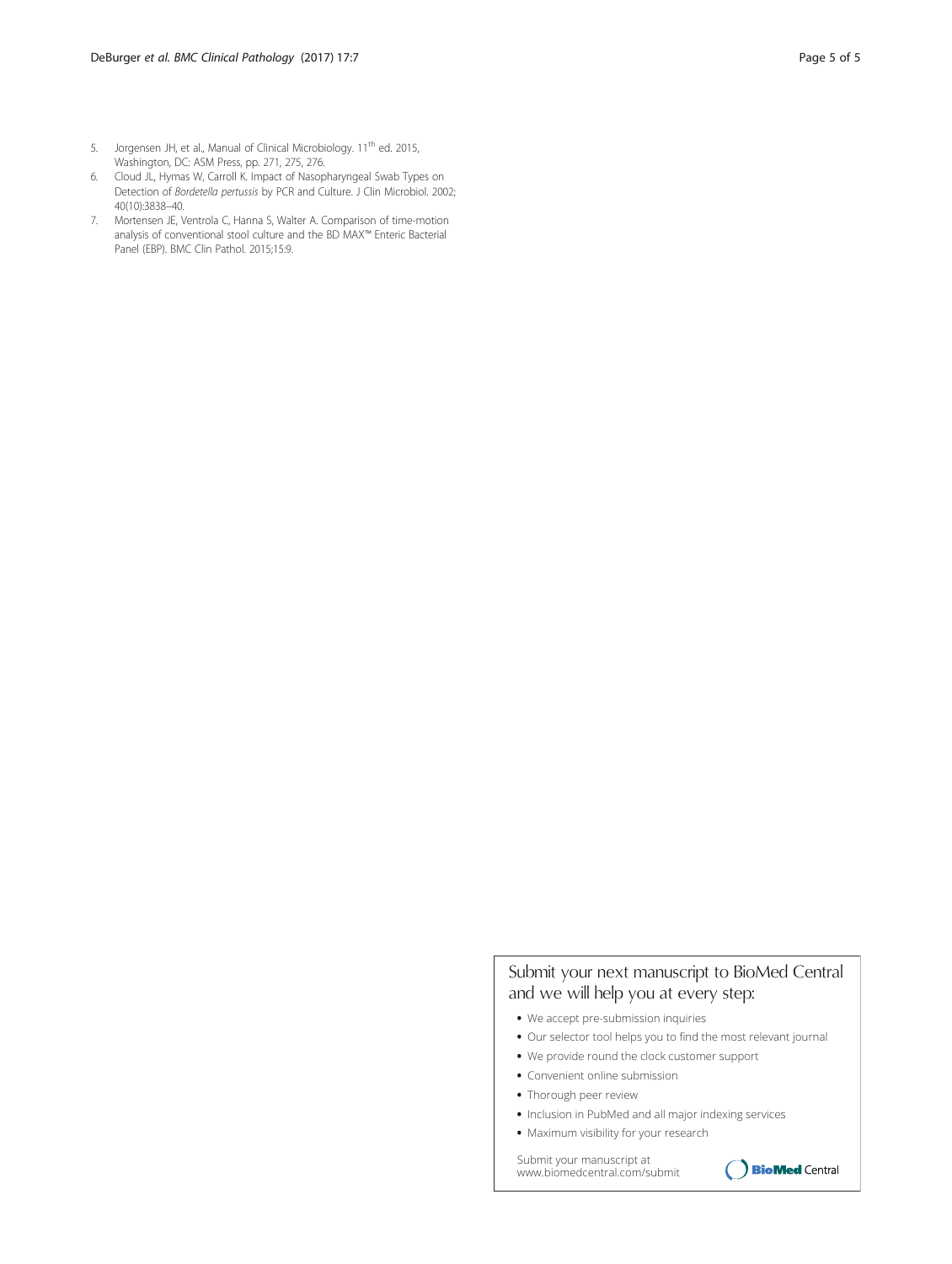5. Jorgensen JH, et al., Manual of Clinical Microbiology. 11[th] ed. 2015, Washington, DC: ASM Press, pp. 271, 275, 276.
6. Cloud JL, Hymas W, Carroll K. Impact of Nasopharyngeal Swab Types on Detection of *Bordetella pertussis* by PCR and Culture. J Clin Microbiol. 2002; 40(10):3838–40.
7. Mortensen JE, Ventrola C, Hanna S, Walter A. Comparison of time-motion analysis of conventional stool culture and the BD MAX™ Enteric Bacterial Panel (EBP). BMC Clin Pathol. 2015;15:9.

Submit your next manuscript to BioMed Central and we will help you at every step:

- We accept pre-submission inquiries
- Our selector tool helps you to find the most relevant journal
- We provide round the clock customer support
- Convenient online submission
- Thorough peer review
- Inclusion in PubMed and all major indexing services
- Maximum visibility for your research

Submit your manuscript at www.biomedcentral.com/submit

BioMed Central